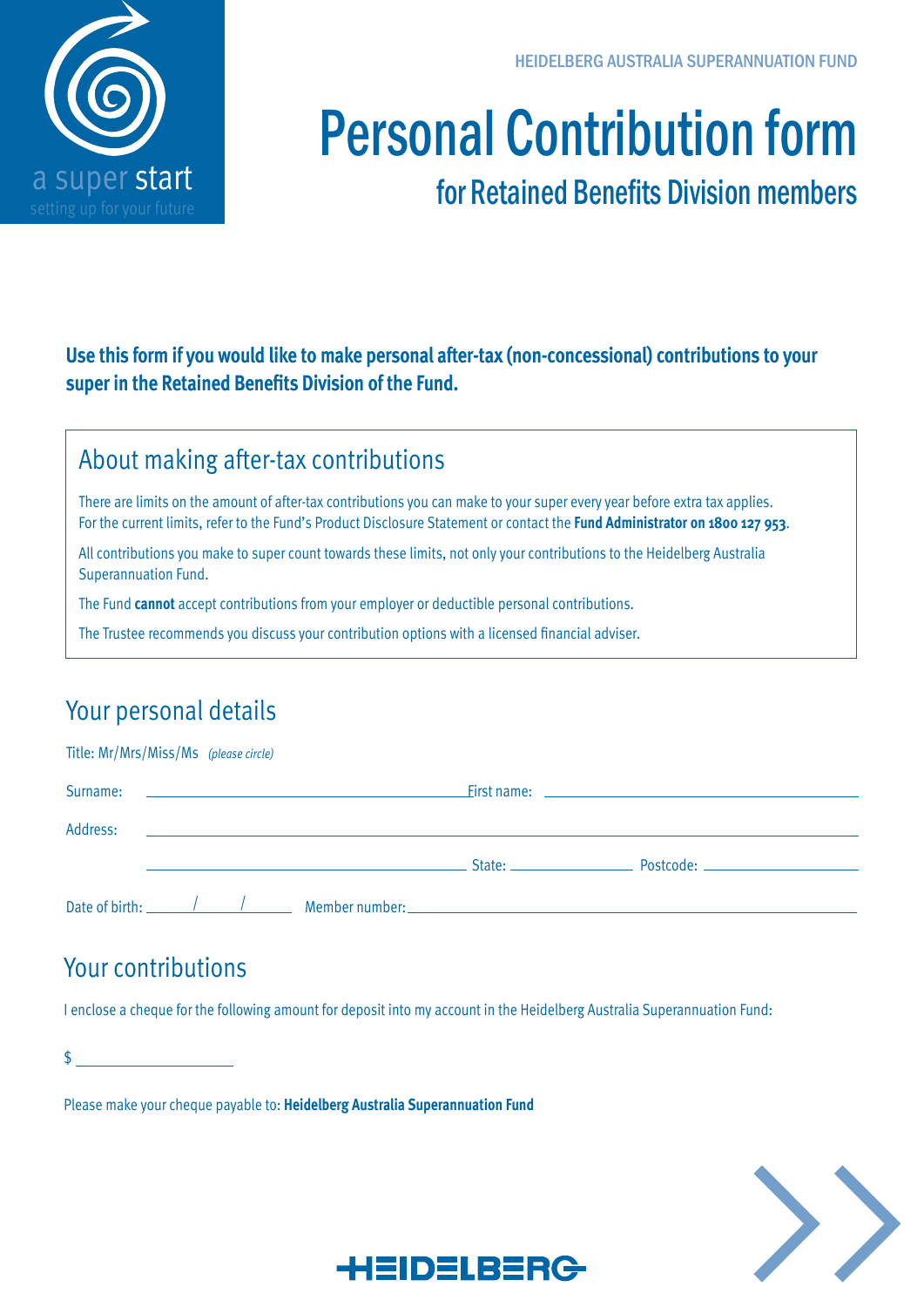a super start

setting up for your future

HEIDELBERG AUSTRALIA SUPERANNUATION FUND

# Personal Contribution form

## for Retained Benefits Division members

**Use this form if you would like to make personal after-tax (non-concessional) contributions to your super in the Retained Benefits Division of the Fund.**

## About making after-tax contributions

There are limits on the amount of after-tax contributions you can make to your super every year before extra tax applies. For the current limits, refer to the Fund's Product Disclosure Statement or contact the **Fund Administrator on 1800 127 953**.

All contributions you make to super count towards these limits, not only your contributions to the Heidelberg Australia Superannuation Fund.

The Fund **cannot** accept contributions from your employer or deductible personal contributions.

The Trustee recommends you discuss your contribution options with a licensed financial adviser.

## Your personal details

Title: Mr/Mrs/Miss/Ms *(please circle)*

Surname: ______________________ First name: ______________________

Address: ______________________________________________

______________________ State: __________ Postcode: __________

Date of birth: ____/____/____ Member number: ______________________

## Your contributions

I enclose a cheque for the following amount for deposit into my account in the Heidelberg Australia Superannuation Fund:

$ ______________

Please make your cheque payable to: **Heidelberg Australia Superannuation Fund**

HEIDELBERG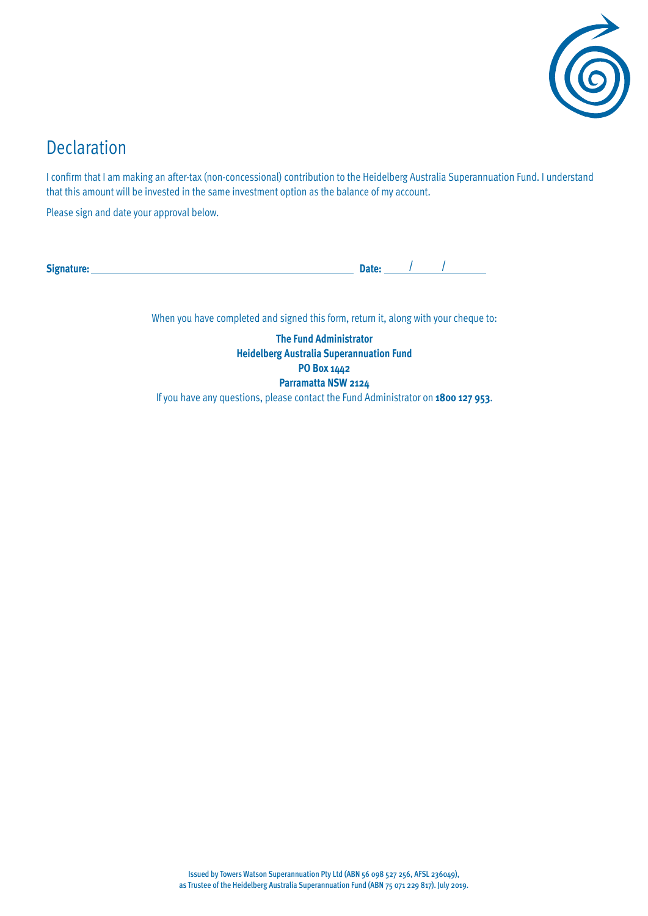## Declaration

I confirm that I am making an after-tax (non-concessional) contribution to the Heidelberg Australia Superannuation Fund. I understand that this amount will be invested in the same investment option as the balance of my account.

Please sign and date your approval below.

**Signature:** ______________________________ **Date:** ____/____/________

When you have completed and signed this form, return it, along with your cheque to:

**The Fund Administrator**
**Heidelberg Australia Superannuation Fund**
**PO Box 1442**
**Parramatta NSW 2124**

If you have any questions, please contact the Fund Administrator on **1800 127 953**.

Issued by Towers Watson Superannuation Pty Ltd (ABN 56 098 527 256, AFSL 236049), as Trustee of the Heidelberg Australia Superannuation Fund (ABN 75 071 229 817). July 2019.